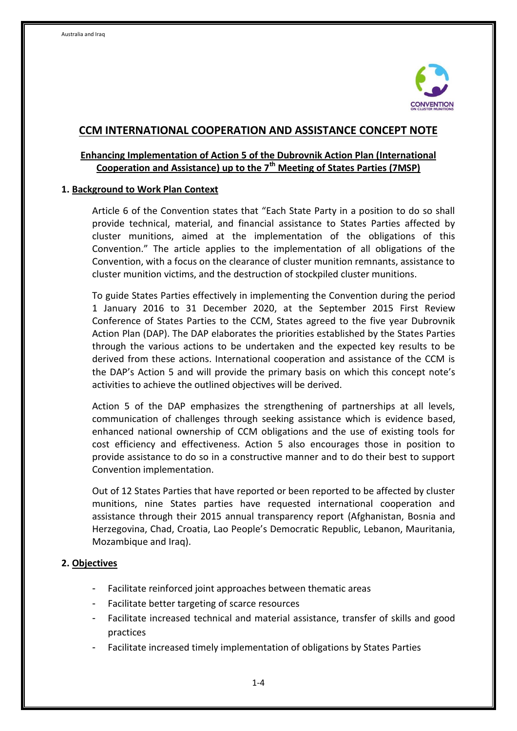# CCM INTERNATIONAL COOPERATION AND ASSISTANCE CONCEPT NOTE

## Enhancing Implementation of Action 5 of the Dubrovnik Action Plan (International Cooperation and Assistance) up to the 7th Meeting of States Parties (7MSP)

### 1. Background to Work Plan Context

Article 6 of the Convention states that "Each State Party in a position to do so shall provide technical, material, and financial assistance to States Parties affected by cluster munitions, aimed at the implementation of the obligations of this Convention." The article applies to the implementation of all obligations of the Convention, with a focus on the clearance of cluster munition remnants, assistance to cluster munition victims, and the destruction of stockpiled cluster munitions.

To guide States Parties effectively in implementing the Convention during the period 1 January 2016 to 31 December 2020, at the September 2015 First Review Conference of States Parties to the CCM, States agreed to the five year Dubrovnik Action Plan (DAP). The DAP elaborates the priorities established by the States Parties through the various actions to be undertaken and the expected key results to be derived from these actions. International cooperation and assistance of the CCM is the DAP's Action 5 and will provide the primary basis on which this concept note's activities to achieve the outlined objectives will be derived.

Action 5 of the DAP emphasizes the strengthening of partnerships at all levels, communication of challenges through seeking assistance which is evidence based, enhanced national ownership of CCM obligations and the use of existing tools for cost efficiency and effectiveness. Action 5 also encourages those in position to provide assistance to do so in a constructive manner and to do their best to support Convention implementation.

Out of 12 States Parties that have reported or been reported to be affected by cluster munitions, nine States parties have requested international cooperation and assistance through their 2015 annual transparency report (Afghanistan, Bosnia and Herzegovina, Chad, Croatia, Lao People's Democratic Republic, Lebanon, Mauritania, Mozambique and Iraq).

### 2. Objectives

- Facilitate reinforced joint approaches between thematic areas
- Facilitate better targeting of scarce resources
- Facilitate increased technical and material assistance, transfer of skills and good practices
- Facilitate increased timely implementation of obligations by States Parties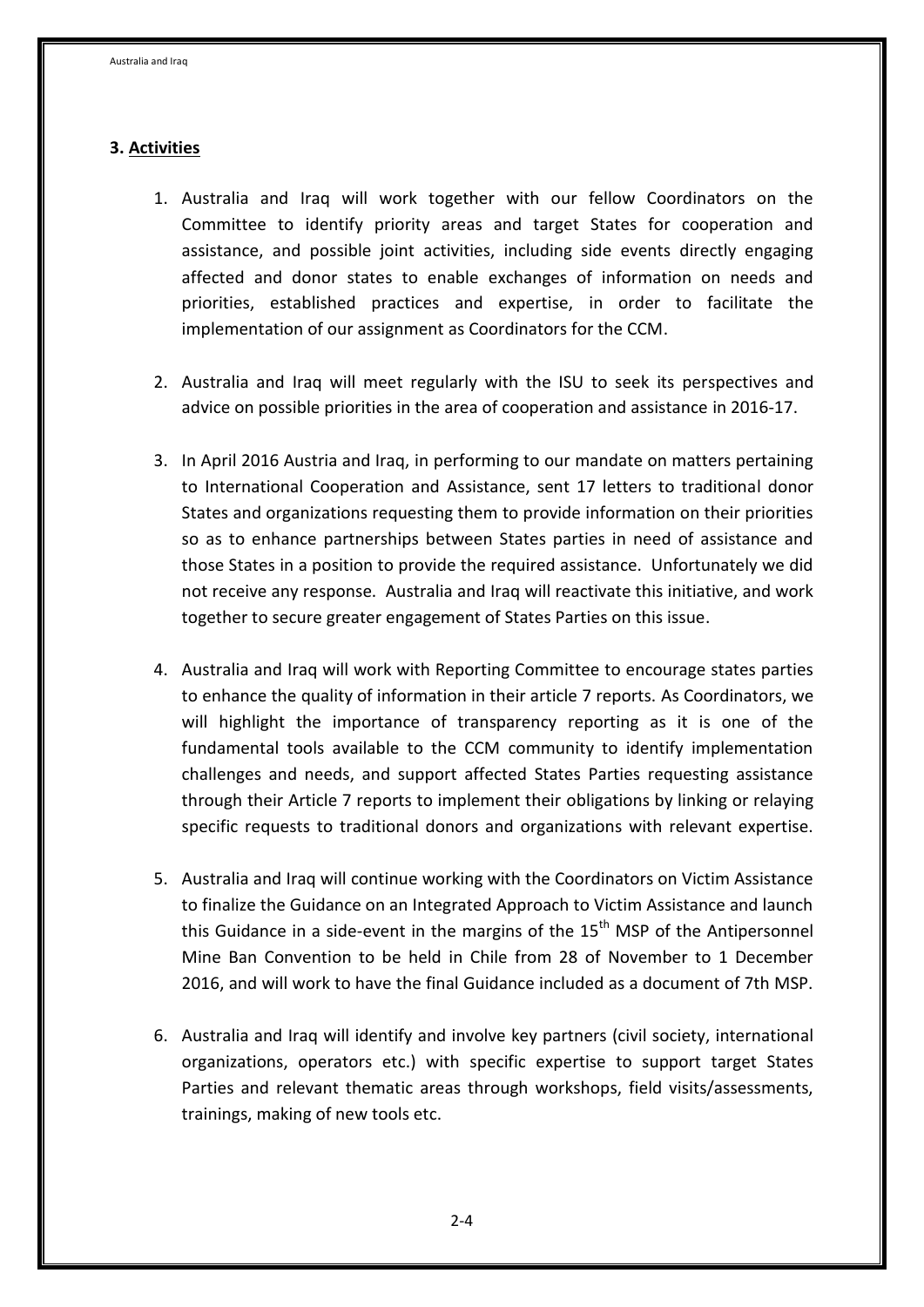### 3. Activities

1. Australia and Iraq will work together with our fellow Coordinators on the Committee to identify priority areas and target States for cooperation and assistance, and possible joint activities, including side events directly engaging affected and donor states to enable exchanges of information on needs and priorities, established practices and expertise, in order to facilitate the implementation of our assignment as Coordinators for the CCM.

2. Australia and Iraq will meet regularly with the ISU to seek its perspectives and advice on possible priorities in the area of cooperation and assistance in 2016-17.

3. In April 2016 Austria and Iraq, in performing to our mandate on matters pertaining to International Cooperation and Assistance, sent 17 letters to traditional donor States and organizations requesting them to provide information on their priorities so as to enhance partnerships between States parties in need of assistance and those States in a position to provide the required assistance. Unfortunately we did not receive any response. Australia and Iraq will reactivate this initiative, and work together to secure greater engagement of States Parties on this issue.

4. Australia and Iraq will work with Reporting Committee to encourage states parties to enhance the quality of information in their article 7 reports. As Coordinators, we will highlight the importance of transparency reporting as it is one of the fundamental tools available to the CCM community to identify implementation challenges and needs, and support affected States Parties requesting assistance through their Article 7 reports to implement their obligations by linking or relaying specific requests to traditional donors and organizations with relevant expertise.

5. Australia and Iraq will continue working with the Coordinators on Victim Assistance to finalize the Guidance on an Integrated Approach to Victim Assistance and launch this Guidance in a side-event in the margins of the 15th MSP of the Antipersonnel Mine Ban Convention to be held in Chile from 28 of November to 1 December 2016, and will work to have the final Guidance included as a document of 7th MSP.

6. Australia and Iraq will identify and involve key partners (civil society, international organizations, operators etc.) with specific expertise to support target States Parties and relevant thematic areas through workshops, field visits/assessments, trainings, making of new tools etc.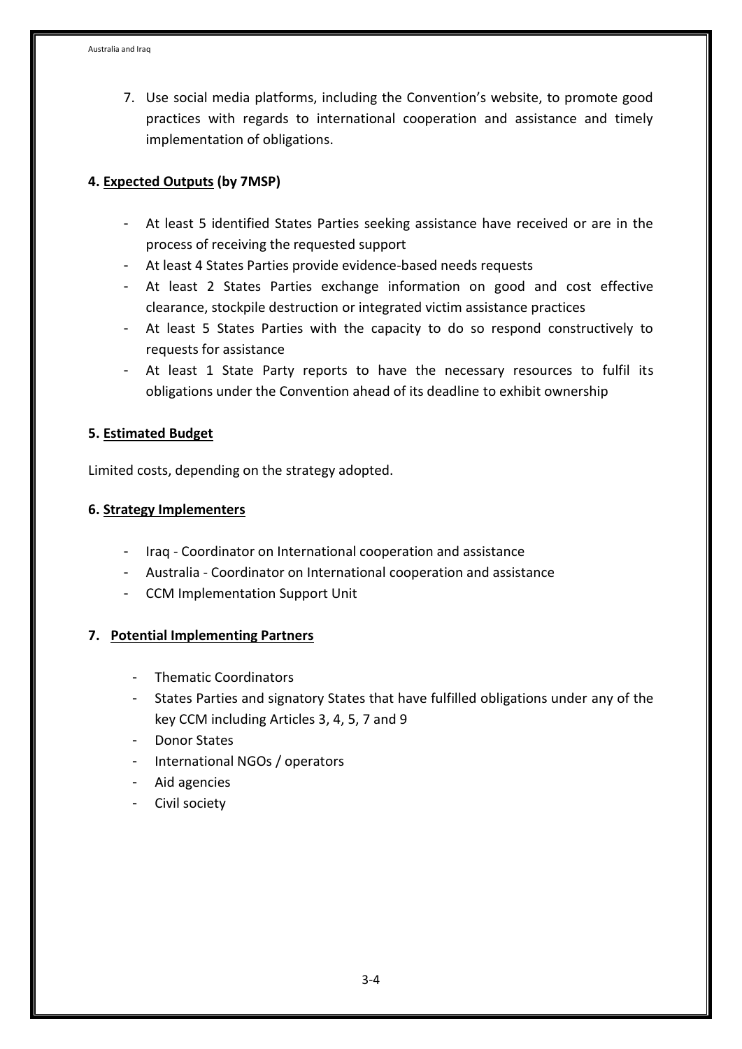7. Use social media platforms, including the Convention's website, to promote good practices with regards to international cooperation and assistance and timely implementation of obligations.

**4. <u>Expected Outputs</u> (by 7MSP)**

- At least 5 identified States Parties seeking assistance have received or are in the process of receiving the requested support
- At least 4 States Parties provide evidence-based needs requests
- At least 2 States Parties exchange information on good and cost effective clearance, stockpile destruction or integrated victim assistance practices
- At least 5 States Parties with the capacity to do so respond constructively to requests for assistance
- At least 1 State Party reports to have the necessary resources to fulfil its obligations under the Convention ahead of its deadline to exhibit ownership

**5. <u>Estimated Budget</u>**

Limited costs, depending on the strategy adopted.

**6. <u>Strategy Implementers</u>**

- Iraq - Coordinator on International cooperation and assistance
- Australia - Coordinator on International cooperation and assistance
- CCM Implementation Support Unit

**7. <u>Potential Implementing Partners</u>**

- Thematic Coordinators
- States Parties and signatory States that have fulfilled obligations under any of the key CCM including Articles 3, 4, 5, 7 and 9
- Donor States
- International NGOs / operators
- Aid agencies
- Civil society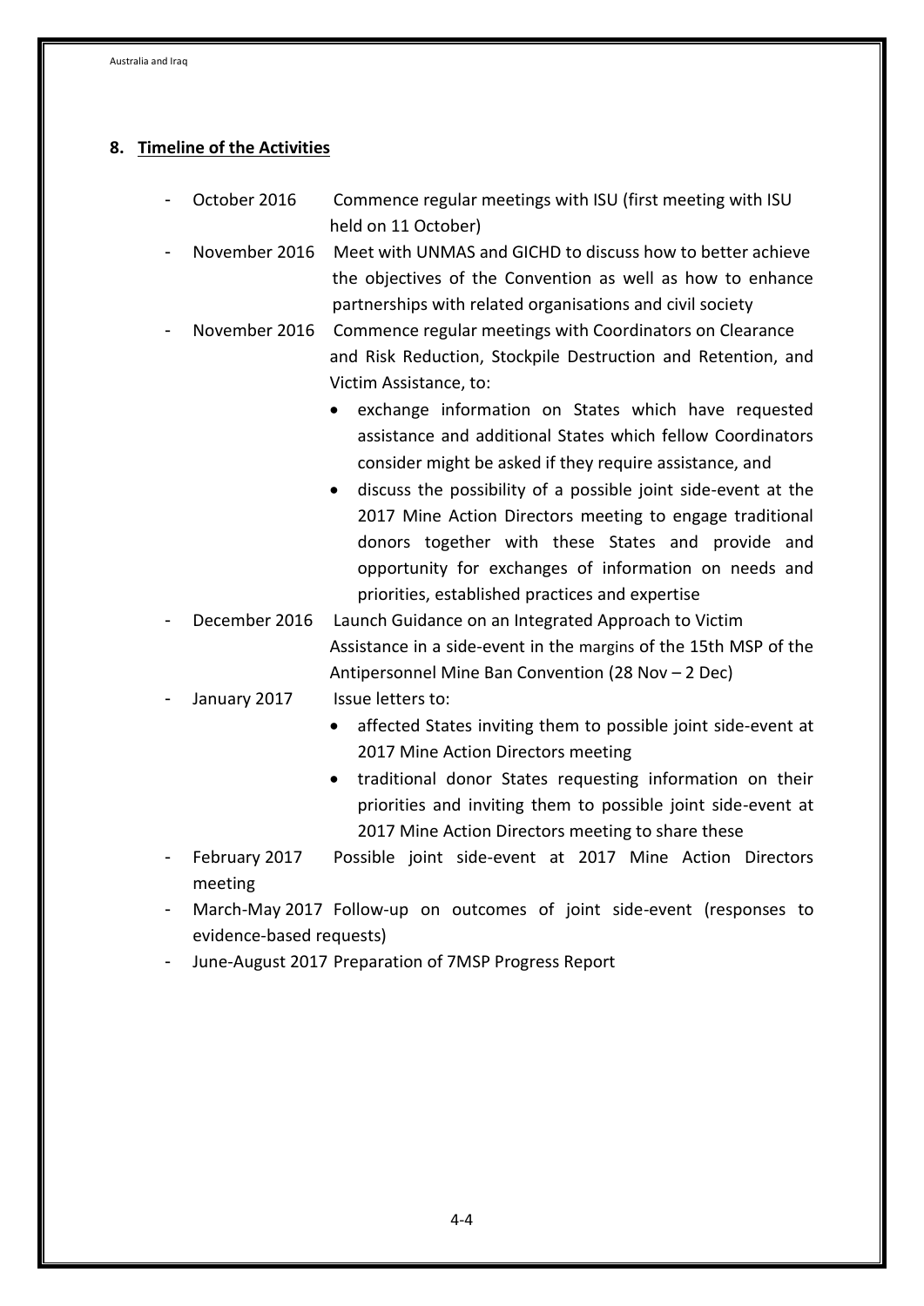## 8. Timeline of the Activities

- October 2016 Commence regular meetings with ISU (first meeting with ISU held on 11 October)
- November 2016 Meet with UNMAS and GICHD to discuss how to better achieve the objectives of the Convention as well as how to enhance partnerships with related organisations and civil society
- November 2016 Commence regular meetings with Coordinators on Clearance and Risk Reduction, Stockpile Destruction and Retention, and Victim Assistance, to:
  - exchange information on States which have requested assistance and additional States which fellow Coordinators consider might be asked if they require assistance, and
  - discuss the possibility of a possible joint side-event at the 2017 Mine Action Directors meeting to engage traditional donors together with these States and provide and opportunity for exchanges of information on needs and priorities, established practices and expertise
- December 2016 Launch Guidance on an Integrated Approach to Victim Assistance in a side-event in the margins of the 15th MSP of the Antipersonnel Mine Ban Convention (28 Nov – 2 Dec)
- January 2017 Issue letters to:
  - affected States inviting them to possible joint side-event at 2017 Mine Action Directors meeting
  - traditional donor States requesting information on their priorities and inviting them to possible joint side-event at 2017 Mine Action Directors meeting to share these
- February 2017 Possible joint side-event at 2017 Mine Action Directors meeting
- March-May 2017 Follow-up on outcomes of joint side-event (responses to evidence-based requests)
- June-August 2017 Preparation of 7MSP Progress Report